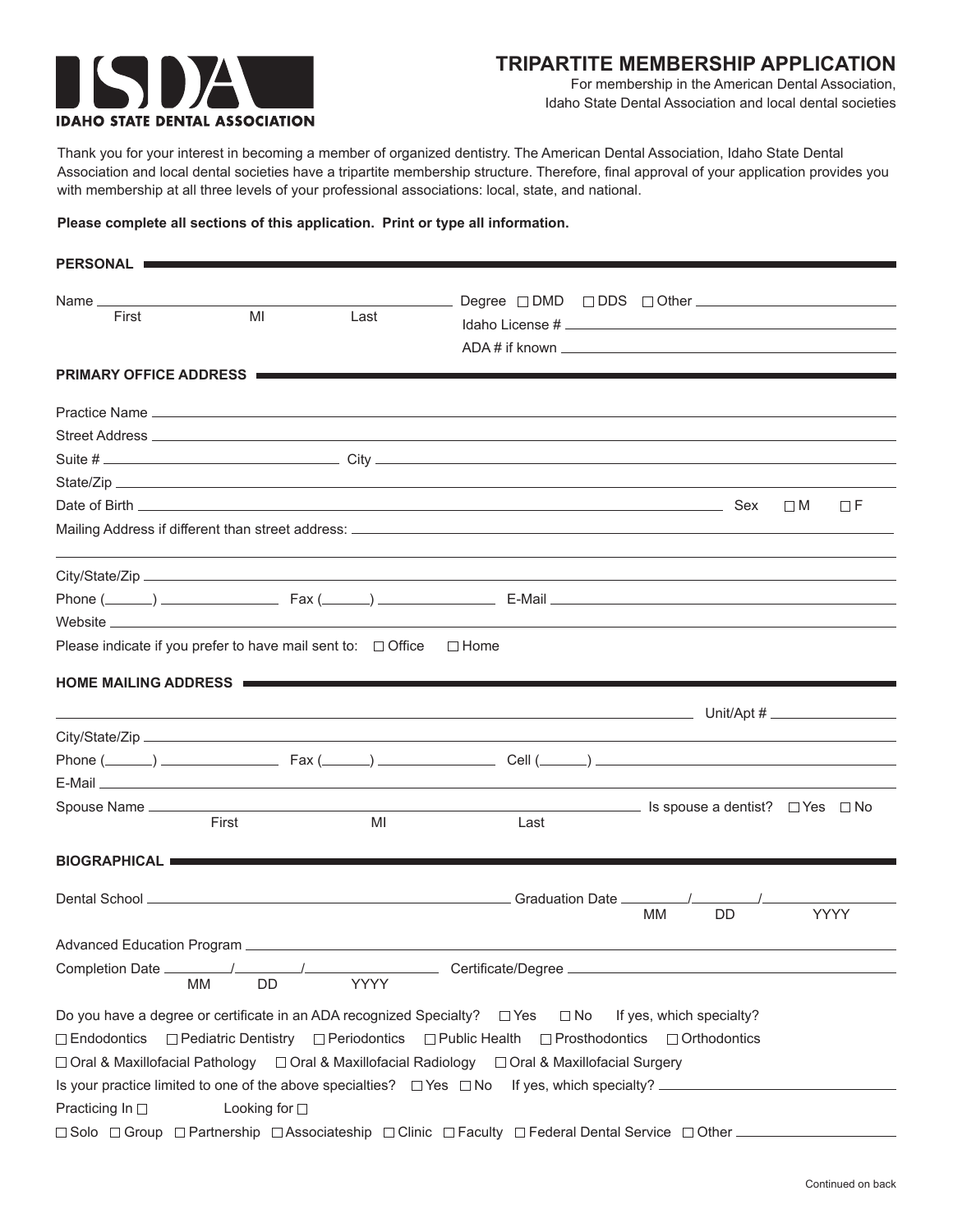IDAHO STATE DENTAL ASSOCIATION

# TRIPARTITE MEMBERSHIP APPLICATION

For membership in the American Dental Association, Idaho State Dental Association and local dental societies

Thank you for your interest in becoming a member of organized dentistry. The American Dental Association, Idaho State Dental Association and local dental societies have a tripartite membership structure. Therefore, final approval of your application provides you with membership at all three levels of your professional associations: local, state, and national.

**Please complete all sections of this application. Print or type all information.**

## PERSONAL

Name ______________________________ (First / MI / Last)

Degree ☐ DMD ☐ DDS ☐ Other ______________

Idaho License # ______________

ADA # if known ______________

## PRIMARY OFFICE ADDRESS

Practice Name ______________

Street Address ______________

Suite # ______________ City ______________

State/Zip ______________

Date of Birth ______________ Sex ☐ M ☐ F

Mailing Address if different than street address: ______________

City/State/Zip ______________

Phone (______) ______________ Fax (______) ______________ E-Mail ______________

Website ______________

Please indicate if you prefer to have mail sent to: ☐ Office ☐ Home

## HOME MAILING ADDRESS

______________ Unit/Apt # ______________

City/State/Zip ______________

Phone (______) ______________ Fax (______) ______________ Cell (______) ______________

E-Mail ______________

Spouse Name ______________ (First / MI / Last) Is spouse a dentist? ☐ Yes ☐ No

## BIOGRAPHICAL

Dental School ______________ Graduation Date ____/____/______ (MM / DD / YYYY)

Advanced Education Program ______________

Completion Date ____/____/______ (MM / DD / YYYY) Certificate/Degree ______________

Do you have a degree or certificate in an ADA recognized Specialty? ☐ Yes ☐ No If yes, which specialty?

☐ Endodontics ☐ Pediatric Dentistry ☐ Periodontics ☐ Public Health ☐ Prosthodontics ☐ Orthodontics

☐ Oral & Maxillofacial Pathology ☐ Oral & Maxillofacial Radiology ☐ Oral & Maxillofacial Surgery

Is your practice limited to one of the above specialties? ☐ Yes ☐ No If yes, which specialty? ______________

Practicing In ☐ Looking for ☐

☐ Solo ☐ Group ☐ Partnership ☐ Associateship ☐ Clinic ☐ Faculty ☐ Federal Dental Service ☐ Other ______________

Continued on back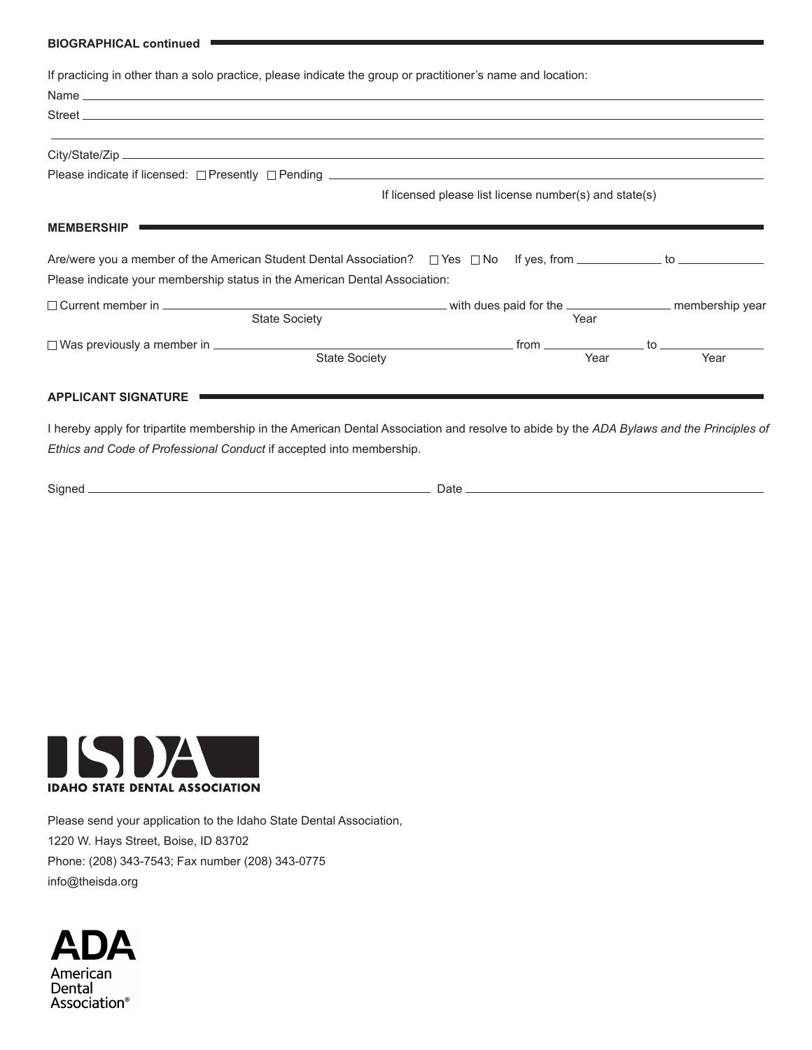## BIOGRAPHICAL continued

If practicing in other than a solo practice, please indicate the group or practitioner's name and location:

Name ____________________

Street ____________________

____________________

City/State/Zip ____________________

Please indicate if licensed: ☐ Presently ☐ Pending ____________________

If licensed please list license number(s) and state(s)

## MEMBERSHIP

Are/were you a member of the American Student Dental Association? ☐ Yes ☐ No If yes, from __________ to __________

Please indicate your membership status in the American Dental Association:

☐ Current member in ____________________ (State Society) with dues paid for the __________ (Year) membership year

☐ Was previously a member in ____________________ (State Society) from __________ (Year) to __________ (Year)

## APPLICANT SIGNATURE

I hereby apply for tripartite membership in the American Dental Association and resolve to abide by the *ADA Bylaws and the Principles of Ethics and Code of Professional Conduct* if accepted into membership.

Signed ____________________ Date ____________________

ISDA

IDAHO STATE DENTAL ASSOCIATION

Please send your application to the Idaho State Dental Association,
1220 W. Hays Street, Boise, ID 83702
Phone: (208) 343-7543; Fax number (208) 343-0775
info@theisda.org

ADA
American Dental Association®